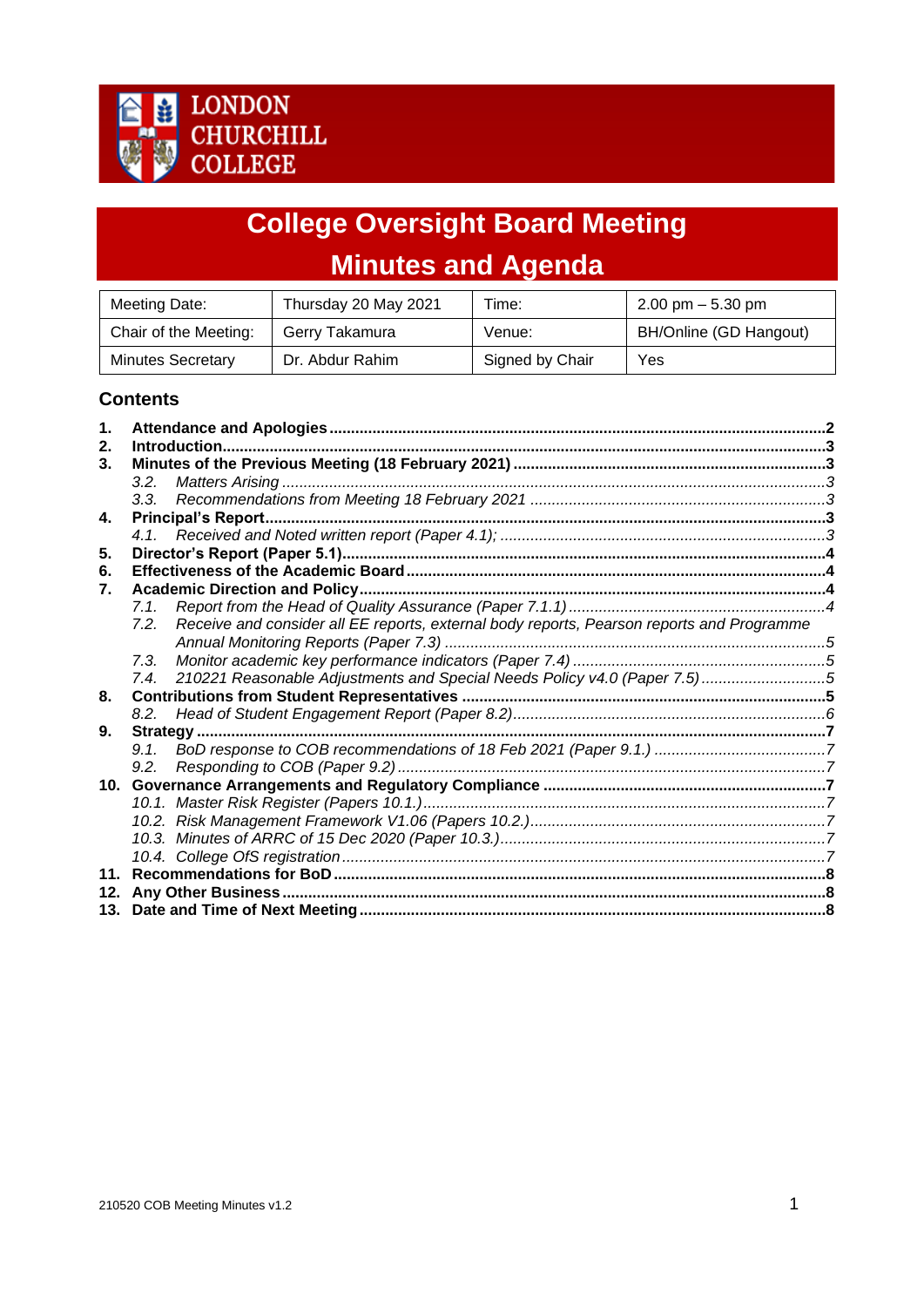LONDON CHURCHILL COLLEGE

# College Oversight Board Meeting
# Minutes and Agenda

| Meeting Date: | Thursday 20 May 2021 | Time: | 2.00 pm – 5.30 pm |
|---|---|---|---|
| Chair of the Meeting: | Gerry Takamura | Venue: | BH/Online (GD Hangout) |
| Minutes Secretary | Dr. Abdur Rahim | Signed by Chair | Yes |

## Contents

1. **Attendance and Apologies** ........ 2
2. **Introduction** ........ 3
3. **Minutes of the Previous Meeting (18 February 2021)** ........ 3
   - *3.2. Matters Arising* ........ 3
   - *3.3. Recommendations from Meeting 18 February 2021* ........ 3
4. **Principal's Report** ........ 3
   - *4.1. Received and Noted written report (Paper 4.1);* ........ 3
5. **Director's Report (Paper 5.1)** ........ 4
6. **Effectiveness of the Academic Board** ........ 4
7. **Academic Direction and Policy** ........ 4
   - *7.1. Report from the Head of Quality Assurance (Paper 7.1.1)* ........ 4
   - *7.2. Receive and consider all EE reports, external body reports, Pearson reports and Programme Annual Monitoring Reports (Paper 7.3)* ........ 5
   - *7.3. Monitor academic key performance indicators (Paper 7.4)* ........ 5
   - *7.4. 210221 Reasonable Adjustments and Special Needs Policy v4.0 (Paper 7.5)* ........ 5
8. **Contributions from Student Representatives** ........ 5
   - *8.2. Head of Student Engagement Report (Paper 8.2)* ........ 6
9. **Strategy** ........ 7
   - *9.1. BoD response to COB recommendations of 18 Feb 2021 (Paper 9.1.)* ........ 7
   - *9.2. Responding to COB (Paper 9.2)* ........ 7
10. **Governance Arrangements and Regulatory Compliance** ........ 7
    - *10.1. Master Risk Register (Papers 10.1.)* ........ 7
    - *10.2. Risk Management Framework V1.06 (Papers 10.2.)* ........ 7
    - *10.3. Minutes of ARRC of 15 Dec 2020 (Paper 10.3.)* ........ 7
    - *10.4. College OfS registration* ........ 7
11. **Recommendations for BoD** ........ 8
12. **Any Other Business** ........ 8
13. **Date and Time of Next Meeting** ........ 8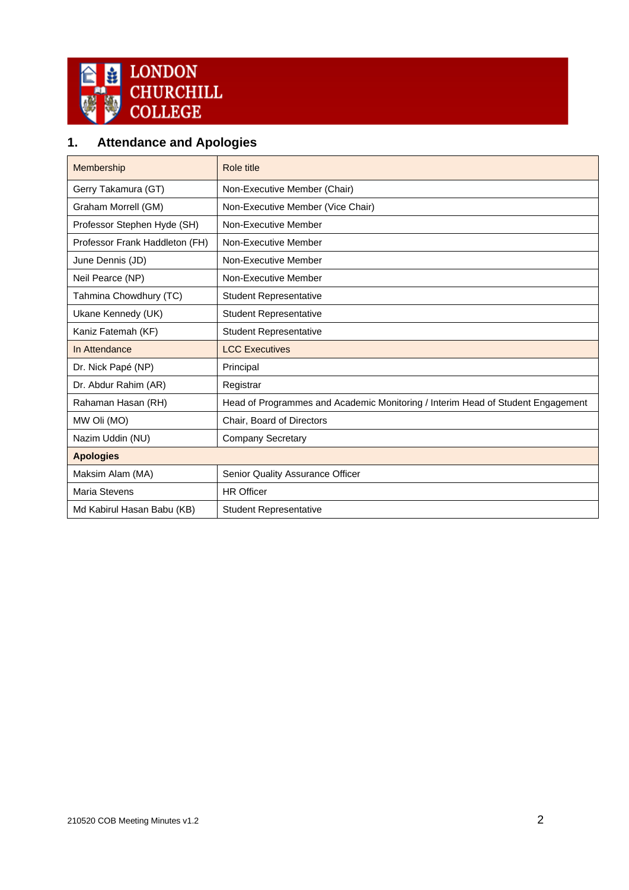## 1. Attendance and Apologies

| Membership | Role title |
|---|---|
| Gerry Takamura (GT) | Non-Executive Member (Chair) |
| Graham Morrell (GM) | Non-Executive Member (Vice Chair) |
| Professor Stephen Hyde (SH) | Non-Executive Member |
| Professor Frank Haddleton (FH) | Non-Executive Member |
| June Dennis (JD) | Non-Executive Member |
| Neil Pearce (NP) | Non-Executive Member |
| Tahmina Chowdhury (TC) | Student Representative |
| Ukane Kennedy (UK) | Student Representative |
| Kaniz Fatemah (KF) | Student Representative |
| In Attendance | LCC Executives |
| Dr. Nick Papé (NP) | Principal |
| Dr. Abdur Rahim (AR) | Registrar |
| Rahaman Hasan (RH) | Head of Programmes and Academic Monitoring / Interim Head of Student Engagement |
| MW Oli (MO) | Chair, Board of Directors |
| Nazim Uddin (NU) | Company Secretary |
| **Apologies** | |
| Maksim Alam (MA) | Senior Quality Assurance Officer |
| Maria Stevens | HR Officer |
| Md Kabirul Hasan Babu (KB) | Student Representative |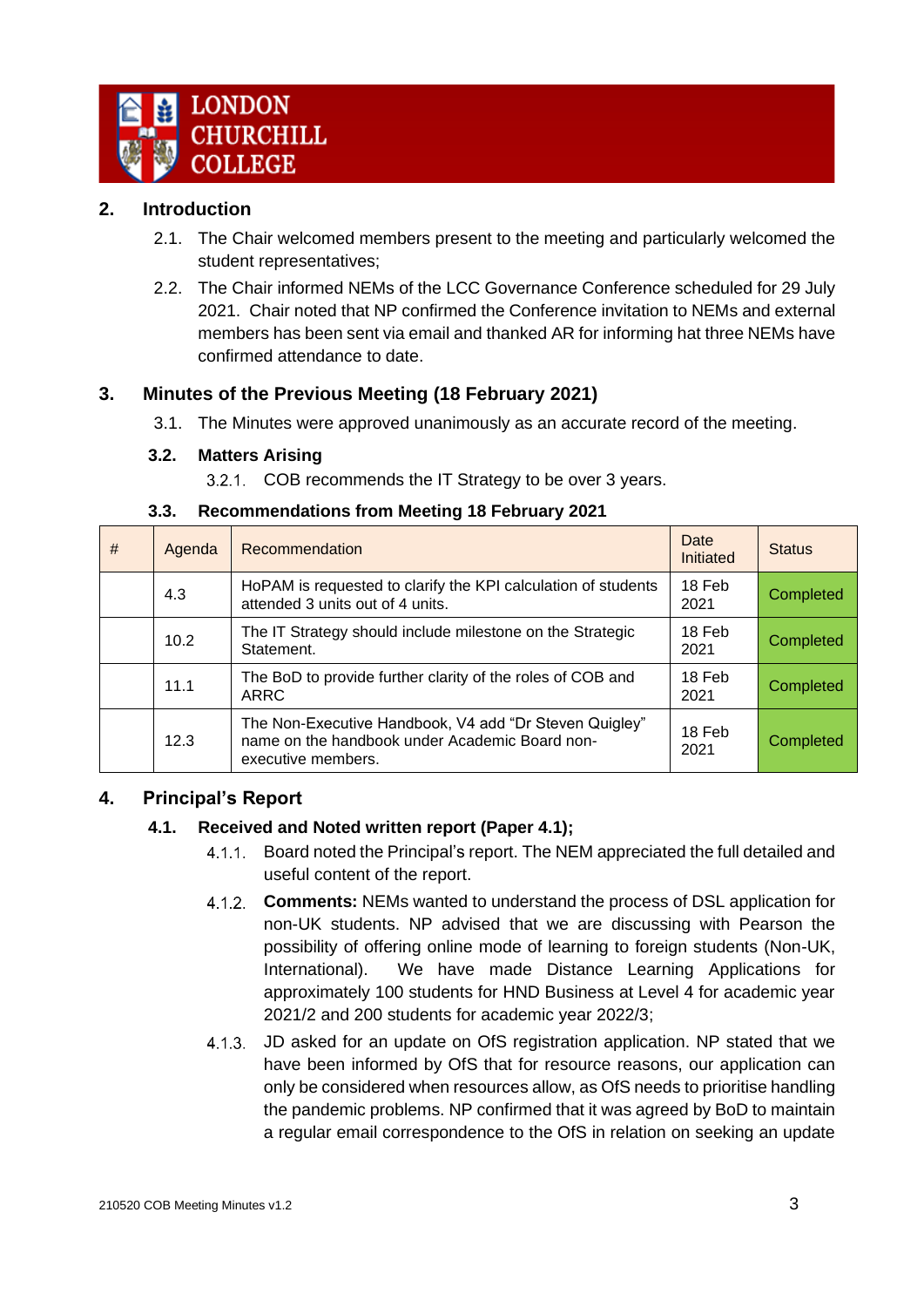## 2. Introduction

2.1. The Chair welcomed members present to the meeting and particularly welcomed the student representatives;

2.2. The Chair informed NEMs of the LCC Governance Conference scheduled for 29 July 2021. Chair noted that NP confirmed the Conference invitation to NEMs and external members has been sent via email and thanked AR for informing hat three NEMs have confirmed attendance to date.

## 3. Minutes of the Previous Meeting (18 February 2021)

3.1. The Minutes were approved unanimously as an accurate record of the meeting.

### 3.2. Matters Arising

3.2.1. COB recommends the IT Strategy to be over 3 years.

### 3.3. Recommendations from Meeting 18 February 2021

| # | Agenda | Recommendation | Date Initiated | Status |
|---|---|---|---|---|
| | 4.3 | HoPAM is requested to clarify the KPI calculation of students attended 3 units out of 4 units. | 18 Feb 2021 | Completed |
| | 10.2 | The IT Strategy should include milestone on the Strategic Statement. | 18 Feb 2021 | Completed |
| | 11.1 | The BoD to provide further clarity of the roles of COB and ARRC | 18 Feb 2021 | Completed |
| | 12.3 | The Non-Executive Handbook, V4 add "Dr Steven Quigley" name on the handbook under Academic Board non-executive members. | 18 Feb 2021 | Completed |

## 4. Principal's Report

### 4.1. Received and Noted written report (Paper 4.1);

4.1.1. Board noted the Principal's report. The NEM appreciated the full detailed and useful content of the report.

4.1.2. **Comments:** NEMs wanted to understand the process of DSL application for non-UK students. NP advised that we are discussing with Pearson the possibility of offering online mode of learning to foreign students (Non-UK, International). We have made Distance Learning Applications for approximately 100 students for HND Business at Level 4 for academic year 2021/2 and 200 students for academic year 2022/3;

4.1.3. JD asked for an update on OfS registration application. NP stated that we have been informed by OfS that for resource reasons, our application can only be considered when resources allow, as OfS needs to prioritise handling the pandemic problems. NP confirmed that it was agreed by BoD to maintain a regular email correspondence to the OfS in relation on seeking an update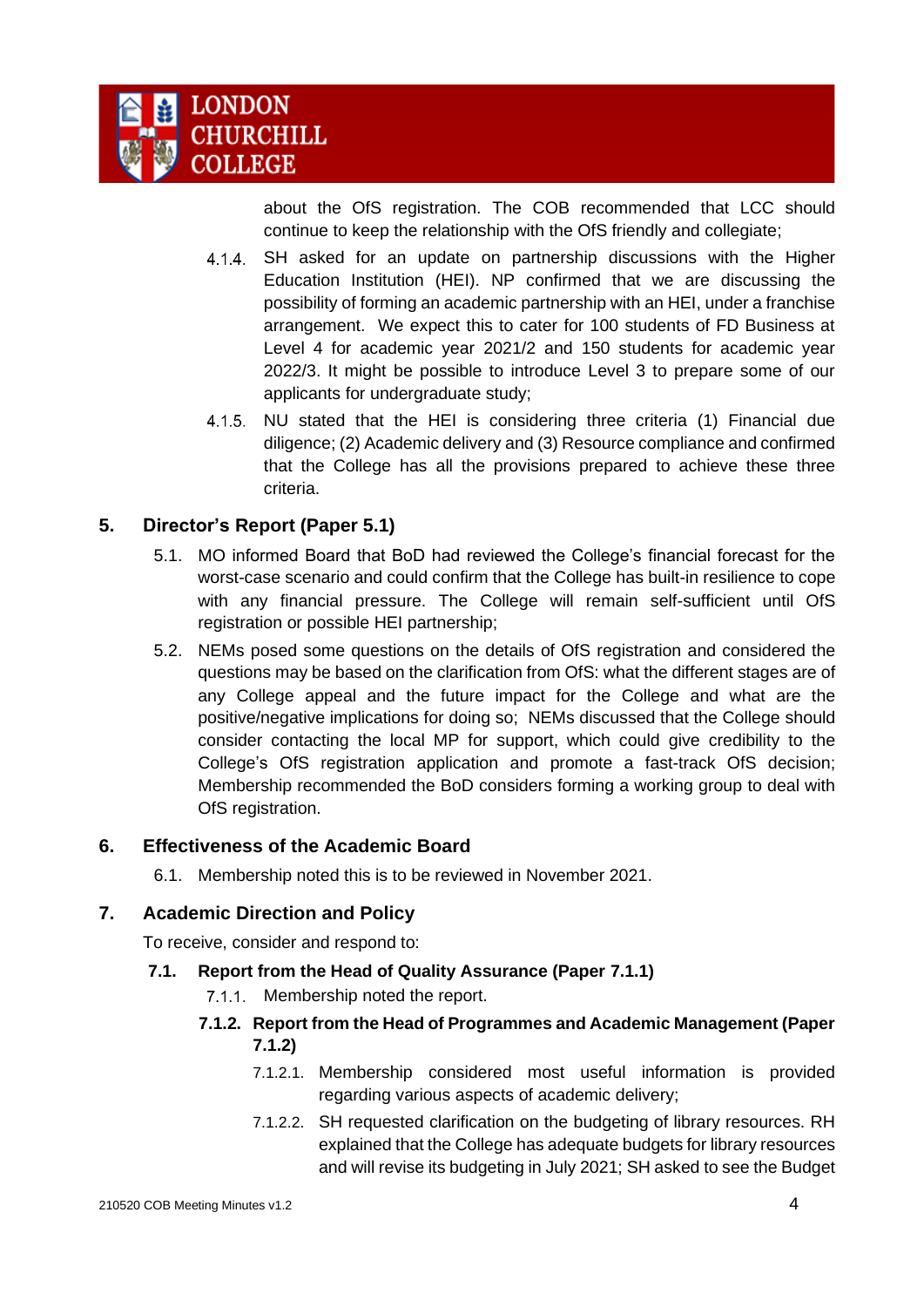about the OfS registration. The COB recommended that LCC should continue to keep the relationship with the OfS friendly and collegiate;

4.1.4. SH asked for an update on partnership discussions with the Higher Education Institution (HEI). NP confirmed that we are discussing the possibility of forming an academic partnership with an HEI, under a franchise arrangement. We expect this to cater for 100 students of FD Business at Level 4 for academic year 2021/2 and 150 students for academic year 2022/3. It might be possible to introduce Level 3 to prepare some of our applicants for undergraduate study;

4.1.5. NU stated that the HEI is considering three criteria (1) Financial due diligence; (2) Academic delivery and (3) Resource compliance and confirmed that the College has all the provisions prepared to achieve these three criteria.

## 5. Director's Report (Paper 5.1)

5.1. MO informed Board that BoD had reviewed the College's financial forecast for the worst-case scenario and could confirm that the College has built-in resilience to cope with any financial pressure. The College will remain self-sufficient until OfS registration or possible HEI partnership;

5.2. NEMs posed some questions on the details of OfS registration and considered the questions may be based on the clarification from OfS: what the different stages are of any College appeal and the future impact for the College and what are the positive/negative implications for doing so; NEMs discussed that the College should consider contacting the local MP for support, which could give credibility to the College's OfS registration application and promote a fast-track OfS decision; Membership recommended the BoD considers forming a working group to deal with OfS registration.

## 6. Effectiveness of the Academic Board

6.1. Membership noted this is to be reviewed in November 2021.

## 7. Academic Direction and Policy

To receive, consider and respond to:

### 7.1. Report from the Head of Quality Assurance (Paper 7.1.1)

7.1.1. Membership noted the report.

#### 7.1.2. Report from the Head of Programmes and Academic Management (Paper 7.1.2)

7.1.2.1. Membership considered most useful information is provided regarding various aspects of academic delivery;

7.1.2.2. SH requested clarification on the budgeting of library resources. RH explained that the College has adequate budgets for library resources and will revise its budgeting in July 2021; SH asked to see the Budget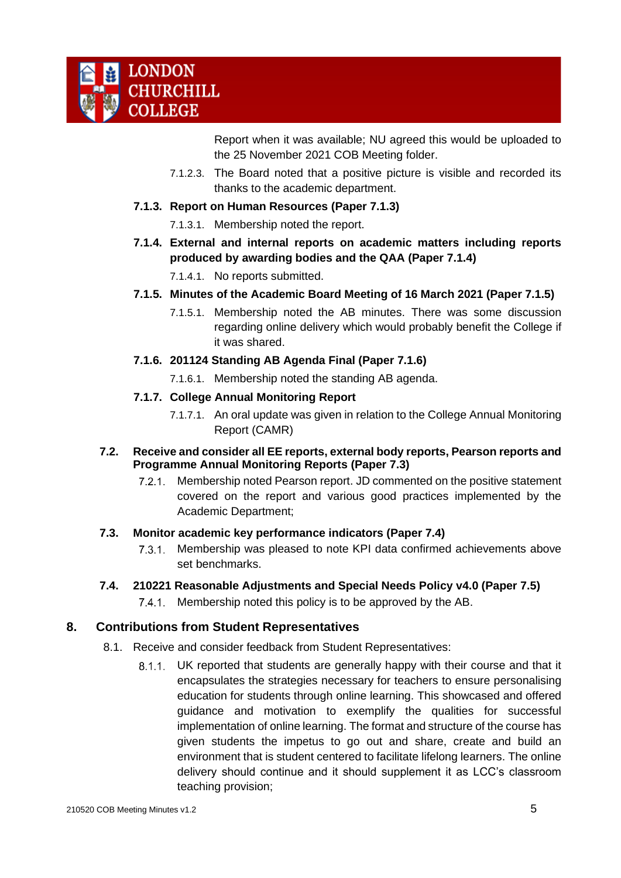Report when it was available; NU agreed this would be uploaded to the 25 November 2021 COB Meeting folder.

7.1.2.3. The Board noted that a positive picture is visible and recorded its thanks to the academic department.

**7.1.3. Report on Human Resources (Paper 7.1.3)**

7.1.3.1. Membership noted the report.

**7.1.4. External and internal reports on academic matters including reports produced by awarding bodies and the QAA (Paper 7.1.4)**

7.1.4.1. No reports submitted.

**7.1.5. Minutes of the Academic Board Meeting of 16 March 2021 (Paper 7.1.5)**

7.1.5.1. Membership noted the AB minutes. There was some discussion regarding online delivery which would probably benefit the College if it was shared.

**7.1.6. 201124 Standing AB Agenda Final (Paper 7.1.6)**

7.1.6.1. Membership noted the standing AB agenda.

**7.1.7. College Annual Monitoring Report**

7.1.7.1. An oral update was given in relation to the College Annual Monitoring Report (CAMR)

**7.2. Receive and consider all EE reports, external body reports, Pearson reports and Programme Annual Monitoring Reports (Paper 7.3)**

7.2.1. Membership noted Pearson report. JD commented on the positive statement covered on the report and various good practices implemented by the Academic Department;

**7.3. Monitor academic key performance indicators (Paper 7.4)**

7.3.1. Membership was pleased to note KPI data confirmed achievements above set benchmarks.

**7.4. 210221 Reasonable Adjustments and Special Needs Policy v4.0 (Paper 7.5)**

7.4.1. Membership noted this policy is to be approved by the AB.

## 8. Contributions from Student Representatives

8.1. Receive and consider feedback from Student Representatives:

8.1.1. UK reported that students are generally happy with their course and that it encapsulates the strategies necessary for teachers to ensure personalising education for students through online learning. This showcased and offered guidance and motivation to exemplify the qualities for successful implementation of online learning. The format and structure of the course has given students the impetus to go out and share, create and build an environment that is student centered to facilitate lifelong learners. The online delivery should continue and it should supplement it as LCC's classroom teaching provision;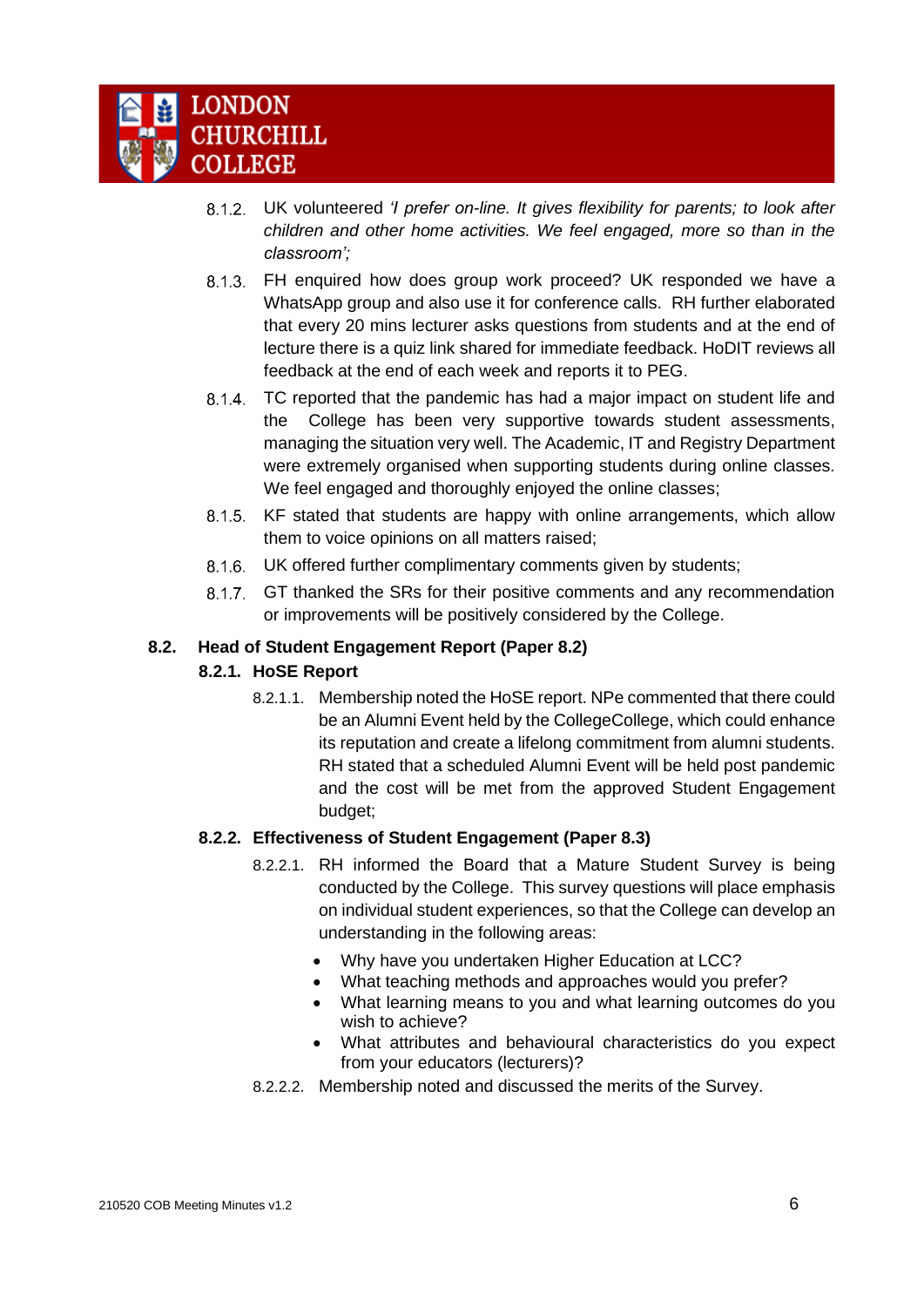8.1.2. UK volunteered *'I prefer on-line. It gives flexibility for parents; to look after children and other home activities. We feel engaged, more so than in the classroom';*

8.1.3. FH enquired how does group work proceed? UK responded we have a WhatsApp group and also use it for conference calls. RH further elaborated that every 20 mins lecturer asks questions from students and at the end of lecture there is a quiz link shared for immediate feedback. HoDIT reviews all feedback at the end of each week and reports it to PEG.

8.1.4. TC reported that the pandemic has had a major impact on student life and the College has been very supportive towards student assessments, managing the situation very well. The Academic, IT and Registry Department were extremely organised when supporting students during online classes. We feel engaged and thoroughly enjoyed the online classes;

8.1.5. KF stated that students are happy with online arrangements, which allow them to voice opinions on all matters raised;

8.1.6. UK offered further complimentary comments given by students;

8.1.7. GT thanked the SRs for their positive comments and any recommendation or improvements will be positively considered by the College.

**8.2. Head of Student Engagement Report (Paper 8.2)**

**8.2.1. HoSE Report**

8.2.1.1. Membership noted the HoSE report. NPe commented that there could be an Alumni Event held by the CollegeCollege, which could enhance its reputation and create a lifelong commitment from alumni students. RH stated that a scheduled Alumni Event will be held post pandemic and the cost will be met from the approved Student Engagement budget;

**8.2.2. Effectiveness of Student Engagement (Paper 8.3)**

8.2.2.1. RH informed the Board that a Mature Student Survey is being conducted by the College. This survey questions will place emphasis on individual student experiences, so that the College can develop an understanding in the following areas:

- Why have you undertaken Higher Education at LCC?
- What teaching methods and approaches would you prefer?
- What learning means to you and what learning outcomes do you wish to achieve?
- What attributes and behavioural characteristics do you expect from your educators (lecturers)?

8.2.2.2. Membership noted and discussed the merits of the Survey.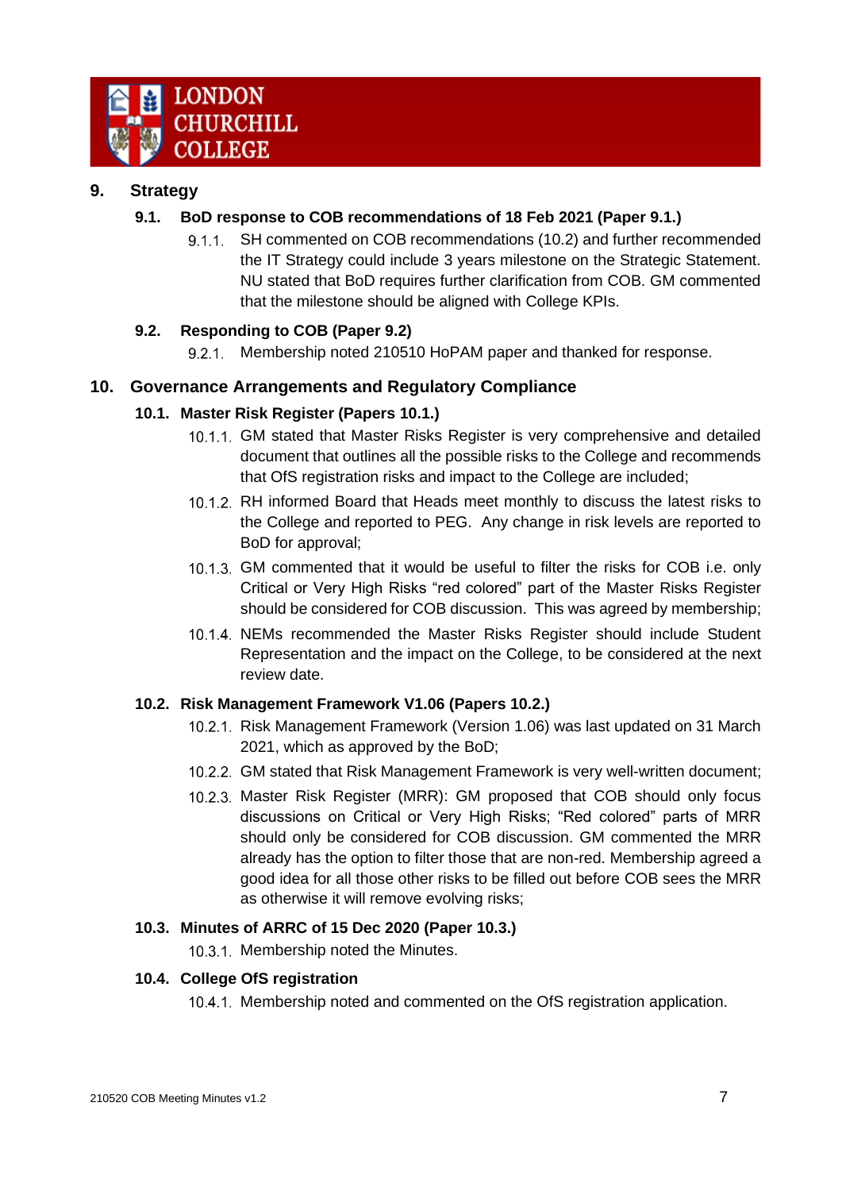## 9. Strategy

### 9.1. BoD response to COB recommendations of 18 Feb 2021 (Paper 9.1.)

9.1.1. SH commented on COB recommendations (10.2) and further recommended the IT Strategy could include 3 years milestone on the Strategic Statement. NU stated that BoD requires further clarification from COB. GM commented that the milestone should be aligned with College KPIs.

### 9.2. Responding to COB (Paper 9.2)

9.2.1. Membership noted 210510 HoPAM paper and thanked for response.

## 10. Governance Arrangements and Regulatory Compliance

### 10.1. Master Risk Register (Papers 10.1.)

10.1.1. GM stated that Master Risks Register is very comprehensive and detailed document that outlines all the possible risks to the College and recommends that OfS registration risks and impact to the College are included;

10.1.2. RH informed Board that Heads meet monthly to discuss the latest risks to the College and reported to PEG. Any change in risk levels are reported to BoD for approval;

10.1.3. GM commented that it would be useful to filter the risks for COB i.e. only Critical or Very High Risks "red colored" part of the Master Risks Register should be considered for COB discussion. This was agreed by membership;

10.1.4. NEMs recommended the Master Risks Register should include Student Representation and the impact on the College, to be considered at the next review date.

### 10.2. Risk Management Framework V1.06 (Papers 10.2.)

10.2.1. Risk Management Framework (Version 1.06) was last updated on 31 March 2021, which as approved by the BoD;

10.2.2. GM stated that Risk Management Framework is very well-written document;

10.2.3. Master Risk Register (MRR): GM proposed that COB should only focus discussions on Critical or Very High Risks; "Red colored" parts of MRR should only be considered for COB discussion. GM commented the MRR already has the option to filter those that are non-red. Membership agreed a good idea for all those other risks to be filled out before COB sees the MRR as otherwise it will remove evolving risks;

### 10.3. Minutes of ARRC of 15 Dec 2020 (Paper 10.3.)

10.3.1. Membership noted the Minutes.

### 10.4. College OfS registration

10.4.1. Membership noted and commented on the OfS registration application.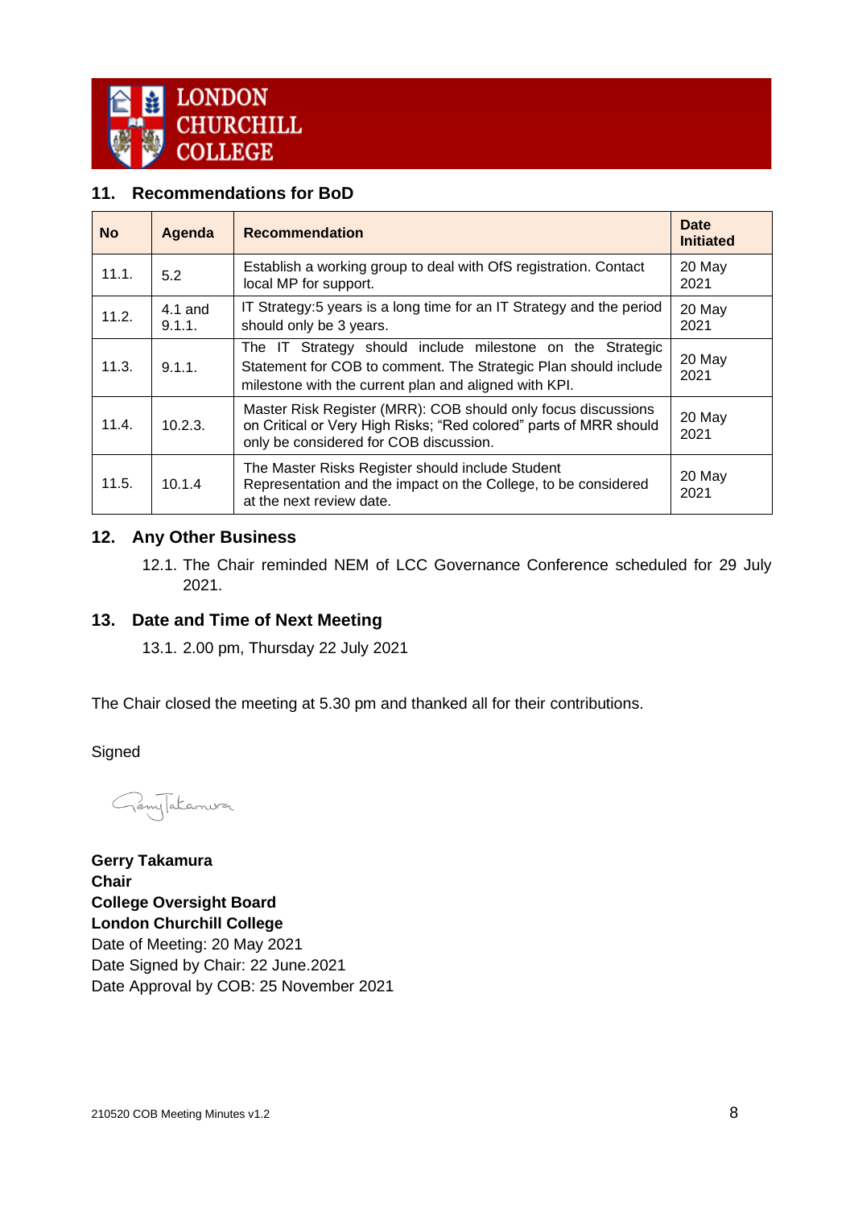## 11. Recommendations for BoD

| No | Agenda | Recommendation | Date Initiated |
|---|---|---|---|
| 11.1. | 5.2 | Establish a working group to deal with OfS registration. Contact local MP for support. | 20 May 2021 |
| 11.2. | 4.1 and 9.1.1. | IT Strategy:5 years is a long time for an IT Strategy and the period should only be 3 years. | 20 May 2021 |
| 11.3. | 9.1.1. | The IT Strategy should include milestone on the Strategic Statement for COB to comment. The Strategic Plan should include milestone with the current plan and aligned with KPI. | 20 May 2021 |
| 11.4. | 10.2.3. | Master Risk Register (MRR): COB should only focus discussions on Critical or Very High Risks; "Red colored" parts of MRR should only be considered for COB discussion. | 20 May 2021 |
| 11.5. | 10.1.4 | The Master Risks Register should include Student Representation and the impact on the College, to be considered at the next review date. | 20 May 2021 |

## 12. Any Other Business

12.1. The Chair reminded NEM of LCC Governance Conference scheduled for 29 July 2021.

## 13. Date and Time of Next Meeting

13.1. 2.00 pm, Thursday 22 July 2021

The Chair closed the meeting at 5.30 pm and thanked all for their contributions.

Signed

Gerry Takamura

**Gerry Takamura**
**Chair**
**College Oversight Board**
**London Churchill College**
Date of Meeting: 20 May 2021
Date Signed by Chair: 22 June.2021
Date Approval by COB: 25 November 2021